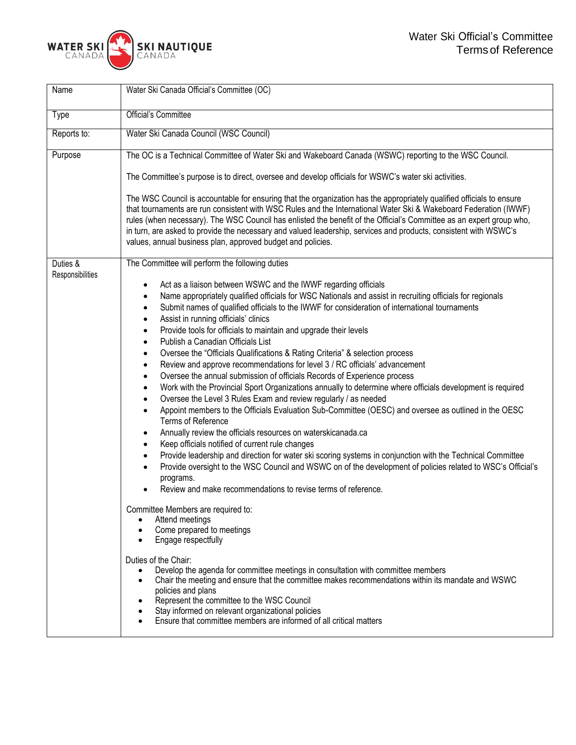# Water Ski Official's Committee Terms of Reference

| Name | Water Ski Canada Official's Committee (OC) |
|---|---|
| Type | Official's Committee |
| Reports to: | Water Ski Canada Council (WSC Council) |
| Purpose | The OC is a Technical Committee of Water Ski and Wakeboard Canada (WSWC) reporting to the WSC Council.<br><br>The Committee's purpose is to direct, oversee and develop officials for WSWC's water ski activities.<br><br>The WSC Council is accountable for ensuring that the organization has the appropriately qualified officials to ensure that tournaments are run consistent with WSC Rules and the International Water Ski & Wakeboard Federation (IWWF) rules (when necessary). The WSC Council has enlisted the benefit of the Official's Committee as an expert group who, in turn, are asked to provide the necessary and valued leadership, services and products, consistent with WSWC's values, annual business plan, approved budget and policies. |
| Duties & Responsibilities | The Committee will perform the following duties<br><br>• Act as a liaison between WSWC and the IWWF regarding officials<br>• Name appropriately qualified officials for WSC Nationals and assist in recruiting officials for regionals<br>• Submit names of qualified officials to the IWWF for consideration of international tournaments<br>• Assist in running officials' clinics<br>• Provide tools for officials to maintain and upgrade their levels<br>• Publish a Canadian Officials List<br>• Oversee the "Officials Qualifications & Rating Criteria" & selection process<br>• Review and approve recommendations for level 3 / RC officials' advancement<br>• Oversee the annual submission of officials Records of Experience process<br>• Work with the Provincial Sport Organizations annually to determine where officials development is required<br>• Oversee the Level 3 Rules Exam and review regularly / as needed<br>• Appoint members to the Officials Evaluation Sub-Committee (OESC) and oversee as outlined in the OESC Terms of Reference<br>• Annually review the officials resources on waterskicanada.ca<br>• Keep officials notified of current rule changes<br>• Provide leadership and direction for water ski scoring systems in conjunction with the Technical Committee<br>• Provide oversight to the WSC Council and WSWC on of the development of policies related to WSC's Official's programs.<br>• Review and make recommendations to revise terms of reference.<br><br>Committee Members are required to:<br>• Attend meetings<br>• Come prepared to meetings<br>• Engage respectfully<br><br>Duties of the Chair:<br>• Develop the agenda for committee meetings in consultation with committee members<br>• Chair the meeting and ensure that the committee makes recommendations within its mandate and WSWC policies and plans<br>• Represent the committee to the WSC Council<br>• Stay informed on relevant organizational policies<br>• Ensure that committee members are informed of all critical matters |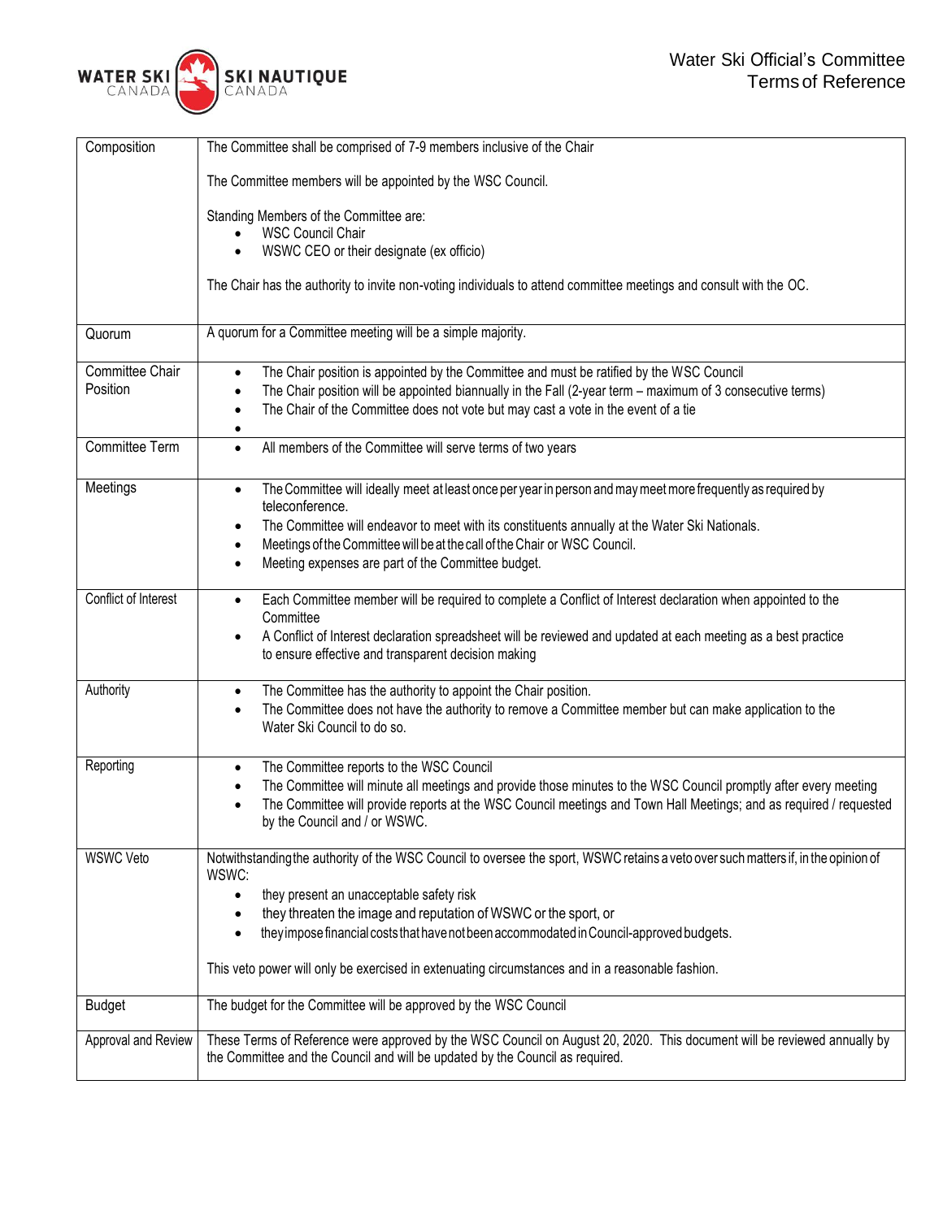| Composition | The Committee shall be comprised of 7-9 members inclusive of the Chair<br><br>The Committee members will be appointed by the WSC Council.<br><br>Standing Members of the Committee are:<br>• WSC Council Chair<br>• WSWC CEO or their designate (ex officio)<br><br>The Chair has the authority to invite non-voting individuals to attend committee meetings and consult with the OC. |
|---|---|
| Quorum | A quorum for a Committee meeting will be a simple majority. |
| Committee Chair Position | • The Chair position is appointed by the Committee and must be ratified by the WSC Council<br>• The Chair position will be appointed biannually in the Fall (2-year term – maximum of 3 consecutive terms)<br>• The Chair of the Committee does not vote but may cast a vote in the event of a tie<br>• |
| Committee Term | • All members of the Committee will serve terms of two years |
| Meetings | • The Committee will ideally meet at least once per year in person and may meet more frequently as required by teleconference.<br>• The Committee will endeavor to meet with its constituents annually at the Water Ski Nationals.<br>• Meetings of the Committee will be at the call of the Chair or WSC Council.<br>• Meeting expenses are part of the Committee budget. |
| Conflict of Interest | • Each Committee member will be required to complete a Conflict of Interest declaration when appointed to the Committee<br>• A Conflict of Interest declaration spreadsheet will be reviewed and updated at each meeting as a best practice to ensure effective and transparent decision making |
| Authority | • The Committee has the authority to appoint the Chair position.<br>• The Committee does not have the authority to remove a Committee member but can make application to the Water Ski Council to do so. |
| Reporting | • The Committee reports to the WSC Council<br>• The Committee will minute all meetings and provide those minutes to the WSC Council promptly after every meeting<br>• The Committee will provide reports at the WSC Council meetings and Town Hall Meetings; and as required / requested by the Council and / or WSWC. |
| WSWC Veto | Notwithstanding the authority of the WSC Council to oversee the sport, WSWC retains a veto over such matters if, in the opinion of WSWC:<br>• they present an unacceptable safety risk<br>• they threaten the image and reputation of WSWC or the sport, or<br>• they impose financial costs that have not been accommodated in Council-approved budgets.<br><br>This veto power will only be exercised in extenuating circumstances and in a reasonable fashion. |
| Budget | The budget for the Committee will be approved by the WSC Council |
| Approval and Review | These Terms of Reference were approved by the WSC Council on August 20, 2020. This document will be reviewed annually by the Committee and the Council and will be updated by the Council as required. |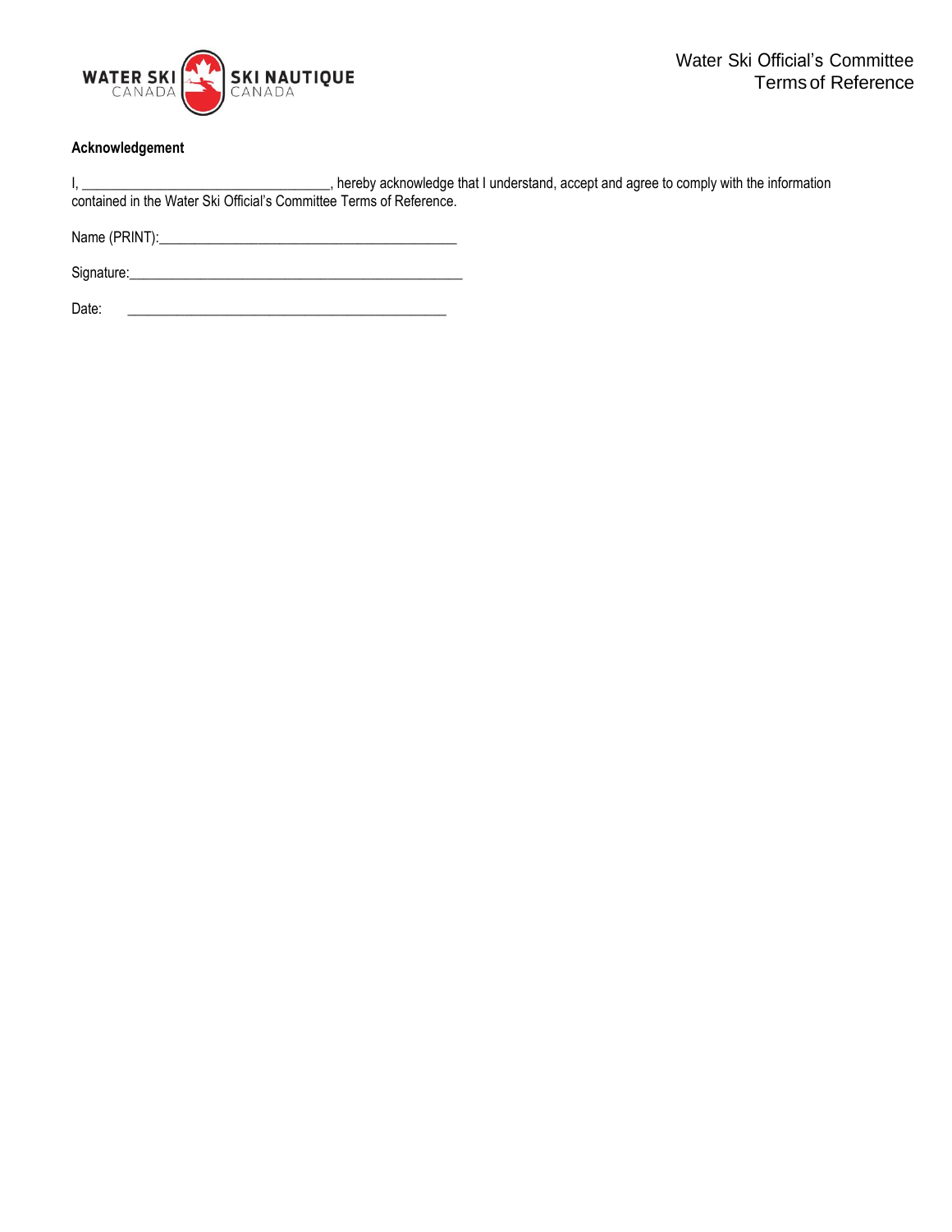**Acknowledgement**

I, ___________________________________, hereby acknowledge that I understand, accept and agree to comply with the information contained in the Water Ski Official's Committee Terms of Reference.

Name (PRINT):__________________________________________

Signature:_______________________________________________

Date: _____________________________________________